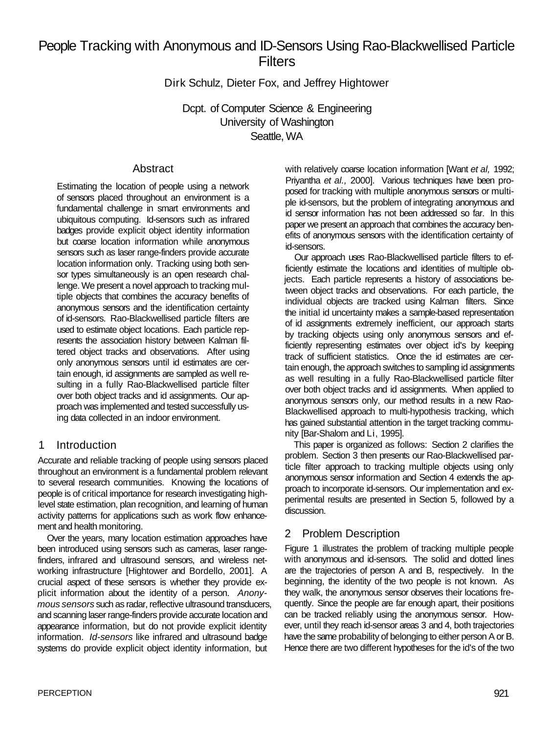# People Tracking with Anonymous and ID-Sensors Using Rao-Blackwellised Particle Filters

Dirk Schulz, Dieter Fox, and Jeffrey Hightower

Dcpt. of Computer Science & Engineering
University of Washington
Seattle, WA

## Abstract

Estimating the location of people using a network of sensors placed throughout an environment is a fundamental challenge in smart environments and ubiquitous computing. Id-sensors such as infrared badges provide explicit object identity information but coarse location information while anonymous sensors such as laser range-finders provide accurate location information only. Tracking using both sensor types simultaneously is an open research challenge. We present a novel approach to tracking multiple objects that combines the accuracy benefits of anonymous sensors and the identification certainty of id-sensors. Rao-Blackwellised particle filters are used to estimate object locations. Each particle represents the association history between Kalman filtered object tracks and observations. After using only anonymous sensors until id estimates are certain enough, id assignments are sampled as well resulting in a fully Rao-Blackwellised particle filter over both object tracks and id assignments. Our approach was implemented and tested successfully using data collected in an indoor environment.

## 1 Introduction

Accurate and reliable tracking of people using sensors placed throughout an environment is a fundamental problem relevant to several research communities. Knowing the locations of people is of critical importance for research investigating high-level state estimation, plan recognition, and learning of human activity patterns for applications such as work flow enhancement and health monitoring.

Over the years, many location estimation approaches have been introduced using sensors such as cameras, laser range-finders, infrared and ultrasound sensors, and wireless networking infrastructure [Hightower and Bordello, 2001]. A crucial aspect of these sensors is whether they provide explicit information about the identity of a person. *Anonymous sensors* such as radar, reflective ultrasound transducers, and scanning laser range-finders provide accurate location and appearance information, but do not provide explicit identity information. *Id-sensors* like infrared and ultrasound badge systems do provide explicit object identity information, but with relatively coarse location information [Want *et al,* 1992; Priyantha *et al.,* 2000]. Various techniques have been proposed for tracking with multiple anonymous sensors or multiple id-sensors, but the problem of integrating anonymous and id sensor information has not been addressed so far. In this paper we present an approach that combines the accuracy benefits of anonymous sensors with the identification certainty of id-sensors.

Our approach uses Rao-Blackwellised particle filters to efficiently estimate the locations and identities of multiple objects. Each particle represents a history of associations between object tracks and observations. For each particle, the individual objects are tracked using Kalman filters. Since the initial id uncertainty makes a sample-based representation of id assignments extremely inefficient, our approach starts by tracking objects using only anonymous sensors and efficiently representing estimates over object id's by keeping track of sufficient statistics. Once the id estimates are certain enough, the approach switches to sampling id assignments as well resulting in a fully Rao-Blackwellised particle filter over both object tracks and id assignments. When applied to anonymous sensors only, our method results in a new Rao-Blackwellised approach to multi-hypothesis tracking, which has gained substantial attention in the target tracking community [Bar-Shalom and Li, 1995].

This paper is organized as follows: Section 2 clarifies the problem. Section 3 then presents our Rao-Blackwellised particle filter approach to tracking multiple objects using only anonymous sensor information and Section 4 extends the approach to incorporate id-sensors. Our implementation and experimental results are presented in Section 5, followed by a discussion.

## 2 Problem Description

Figure 1 illustrates the problem of tracking multiple people with anonymous and id-sensors. The solid and dotted lines are the trajectories of person A and B, respectively. In the beginning, the identity of the two people is not known. As they walk, the anonymous sensor observes their locations frequently. Since the people are far enough apart, their positions can be tracked reliably using the anonymous sensor. However, until they reach id-sensor areas 3 and 4, both trajectories have the same probability of belonging to either person A or B. Hence there are two different hypotheses for the id's of the two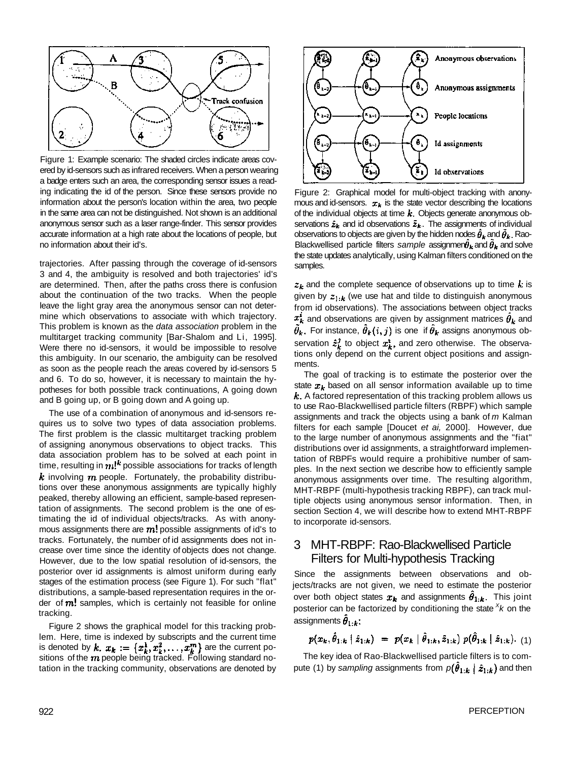Figure 1: Example scenario: The shaded circles indicate areas covered by id-sensors such as infrared receivers. When a person wearing a badge enters such an area, the corresponding sensor issues a reading indicating the id of the person. Since these sensors provide no information about the person's location within the area, two people in the same area can not be distinguished. Not shown is an additional anonymous sensor such as a laser range-finder. This sensor provides accurate information at a high rate about the locations of people, but no information about their id's.

trajectories. After passing through the coverage of id-sensors 3 and 4, the ambiguity is resolved and both trajectories' id's are determined. Then, after the paths cross there is confusion about the continuation of the two tracks. When the people leave the light gray area the anonymous sensor can not determine which observations to associate with which trajectory. This problem is known as the *data association* problem in the multitarget tracking community [Bar-Shalom and Li, 1995]. Were there no id-sensors, it would be impossible to resolve this ambiguity. In our scenario, the ambiguity can be resolved as soon as the people reach the areas covered by id-sensors 5 and 6. To do so, however, it is necessary to maintain the hypotheses for both possible track continuations, A going down and B going up, or B going down and A going up.

The use of a combination of anonymous and id-sensors requires us to solve two types of data association problems. The first problem is the classic multitarget tracking problem of assigning anonymous observations to object tracks. This data association problem has to be solved at each point in time, resulting in $m!^k$ possible associations for tracks of length $k$ involving $m$ people. Fortunately, the probability distributions over these anonymous assignments are typically highly peaked, thereby allowing an efficient, sample-based representation of assignments. The second problem is the one of estimating the id of individual objects/tracks. As with anonymous assignments there are $m!$ possible assignments of id's to tracks. Fortunately, the number of id assignments does not increase over time since the identity of objects does not change. However, due to the low spatial resolution of id-sensors, the posterior over id assignments is almost uniform during early stages of the estimation process (see Figure 1). For such "flat" distributions, a sample-based representation requires in the order of $m!$ samples, which is certainly not feasible for online tracking.

Figure 2 shows the graphical model for this tracking problem. Here, time is indexed by subscripts and the current time is denoted by $k$. $x_k := \{x_k^1, x_k^2, \ldots, x_k^m\}$ are the current positions of the $m$ people being tracked. Following standard notation in the tracking community, observations are denoted by

Figure 2: Graphical model for multi-object tracking with anonymous and id-sensors. $x_k$ is the state vector describing the locations of the individual objects at time $k$. Objects generate anonymous observations $\hat{z}_k$ and id observations $\tilde{z}_k$. The assignments of individual observations to objects are given by the hidden nodes $\hat{\theta}_k$ and $\tilde{\theta}_k$. Rao-Blackwellised particle filters *sample* assignments $\hat{\theta}_k$ and $\tilde{\theta}_k$ and solve the state updates analytically, using Kalman filters conditioned on the samples.

$z_k$ and the complete sequence of observations up to time $k$ is given by $z_{1:k}$ (we use hat and tilde to distinguish anonymous from id observations). The associations between object tracks $x_k^i$ and observations are given by assignment matrices $\hat{\theta}_k$ and $\tilde{\theta}_k$. For instance, $\hat{\theta}_k(i,j)$ is one if $\hat{\theta}_k$ assigns anonymous observation $\hat{z}_k^j$ to object $x_k^i$, and zero otherwise. The observations only depend on the current object positions and assignments.

The goal of tracking is to estimate the posterior over the state $x_k$ based on all sensor information available up to time $k$. A factored representation of this tracking problem allows us to use Rao-Blackwellised particle filters (RBPF) which sample assignments and track the objects using a bank of $m$ Kalman filters for each sample [Doucet *et ai,* 2000]. However, due to the large number of anonymous assignments and the "flat" distributions over id assignments, a straightforward implementation of RBPFs would require a prohibitive number of samples. In the next section we describe how to efficiently sample anonymous assignments over time. The resulting algorithm, MHT-RBPF (multi-hypothesis tracking RBPF), can track multiple objects using anonymous sensor information. Then, in section Section 4, we will describe how to extend MHT-RBPF to incorporate id-sensors.

## 3 MHT-RBPF: Rao-Blackwellised Particle Filters for Multi-hypothesis Tracking

Since the assignments between observations and objects/tracks are not given, we need to estimate the posterior over both object states $x_k$ and assignments $\hat{\theta}_{1:k}$. This joint posterior can be factorized by conditioning the state $x_k$ on the assignments $\hat{\theta}_{1:k}$:

$$p(x_k, \hat{\theta}_{1:k} \mid \hat{z}_{1:k}) = p(x_k \mid \hat{\theta}_{1:k}, \hat{z}_{1:k})\, p(\hat{\theta}_{1:k} \mid \hat{z}_{1:k}). \quad (1)$$

The key idea of Rao-Blackwellised particle filters is to compute (1) by *sampling* assignments from $p(\hat{\theta}_{1:k} \mid \hat{z}_{1:k})$ and then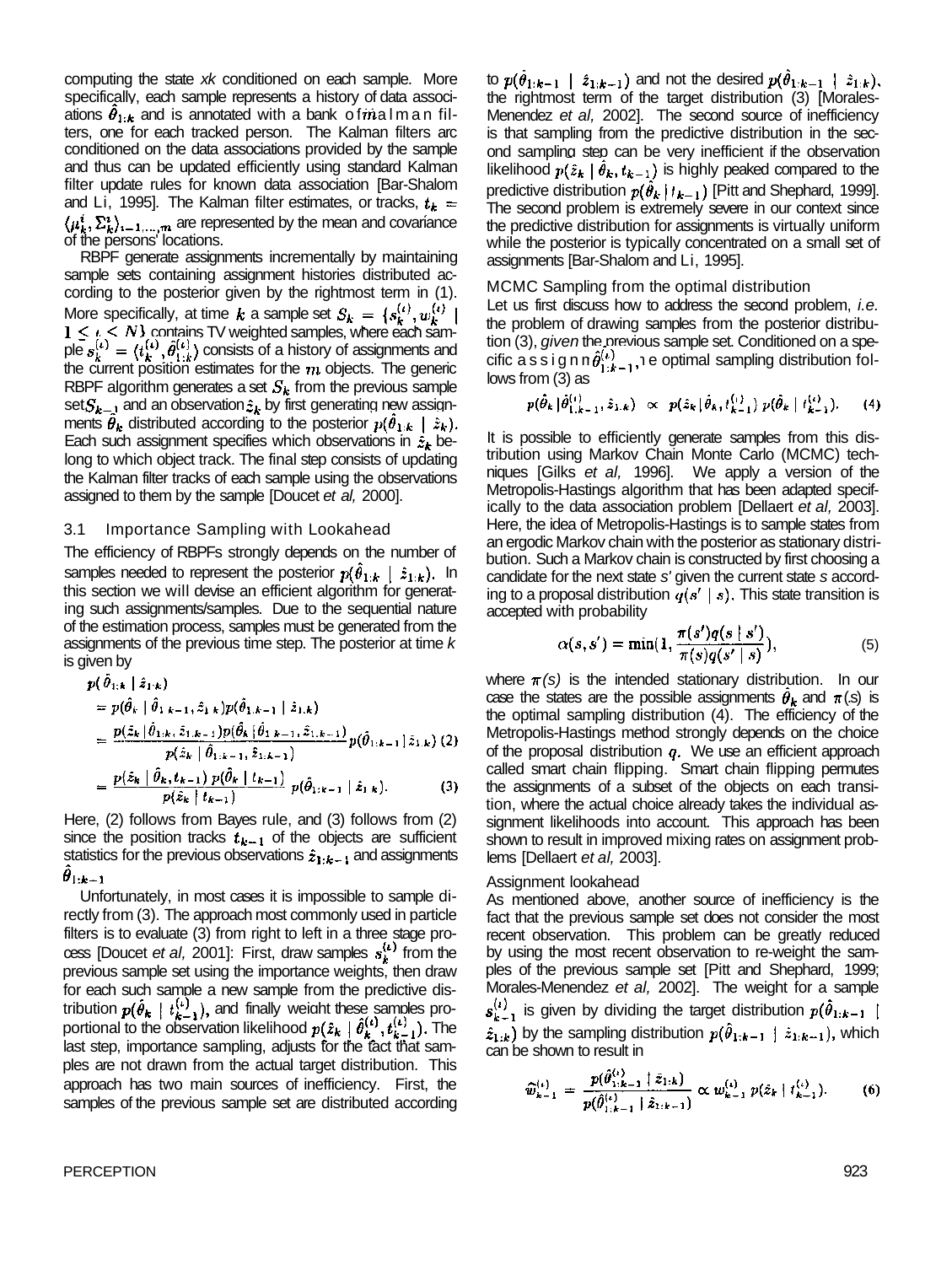computing the state *xk* conditioned on each sample. More specifically, each sample represents a history of data associations $\hat{\theta}_{1:k}$ and is annotated with a bank of Kalman filters, one for each tracked person. The Kalman filters are conditioned on the data associations provided by the sample and thus can be updated efficiently using standard Kalman filter update rules for known data association [Bar-Shalom and Li, 1995]. The Kalman filter estimates, or tracks, $t_k = \langle \mu_k^i, \Sigma_k^i \rangle_{i=1,\ldots,m}$ are represented by the mean and covariance of the persons' locations.

RBPF generate assignments incrementally by maintaining sample sets containing assignment histories distributed according to the posterior given by the rightmost term in (1). More specifically, at time $k$ a sample set $S_k = \{s_k^{(i)}, w_k^{(i)} \mid 1 \leq i \leq N\}$ contains N weighted samples, where each sample $s_k^{(i)} = \langle t_k^{(i)}, \hat{\theta}_{1:k}^{(i)} \rangle$ consists of a history of assignments and the current position estimates for the $m$ objects. The generic RBPF algorithm generates a set $S_k$ from the previous sample set $S_{k-1}$ and an observation $\hat{z}_k$ by first generating new assignments $\hat{\theta}_k$ distributed according to the posterior $p(\hat{\theta}_{1:k} \mid \hat{z}_k)$. Each such assignment specifies which observations in $\hat{z}_k$ belong to which object track. The final step consists of updating the Kalman filter tracks of each sample using the observations assigned to them by the sample [Doucet *et al,* 2000].

### 3.1 Importance Sampling with Lookahead

The efficiency of RBPFs strongly depends on the number of samples needed to represent the posterior $p(\hat{\theta}_{1:k} \mid \hat{z}_{1:k})$. In this section we will devise an efficient algorithm for generating such assignments/samples. Due to the sequential nature of the estimation process, samples must be generated from the assignments of the previous time step. The posterior at time *k* is given by

$$
\begin{aligned}
& p(\hat{\theta}_{1:k} \mid \hat{z}_{1:k}) \\
&= p(\hat{\theta}_k \mid \hat{\theta}_{1:k-1}, \hat{z}_{1:k}) p(\hat{\theta}_{1:k-1} \mid \hat{z}_{1:k}) \\
&= \frac{p(\hat{z}_k \mid \hat{\theta}_{1:k}, \hat{z}_{1:k-1}) p(\hat{\theta}_k \mid \hat{\theta}_{1:k-1}, \hat{z}_{1:k-1})}{p(\hat{z}_k \mid \hat{\theta}_{1:k-1}, \hat{z}_{1:k-1})} p(\hat{\theta}_{1:k-1} \mid \hat{z}_{1:k}) \quad (2) \\
&= \frac{p(\hat{z}_k \mid \hat{\theta}_k, t_{k-1})\, p(\hat{\theta}_k \mid t_{k-1})}{p(\hat{z}_k \mid t_{k-1})}\, p(\hat{\theta}_{1:k-1} \mid \hat{z}_{1:k}). \quad (3)
\end{aligned}
$$

Here, (2) follows from Bayes rule, and (3) follows from (2) since the position tracks $t_{k-1}$ of the objects are sufficient statistics for the previous observations $\hat{z}_{1:k-1}$ and assignments $\hat{\theta}_{1:k-1}$.

Unfortunately, in most cases it is impossible to sample directly from (3). The approach most commonly used in particle filters is to evaluate (3) from right to left in a three stage process [Doucet *et al,* 2001]: First, draw samples $s_k^{(i)}$ from the previous sample set using the importance weights, then draw for each such sample a new sample from the predictive distribution $p(\hat{\theta}_k \mid t_{k-1}^{(i)})$, and finally weight these samples proportional to the observation likelihood $p(\hat{z}_k \mid \hat{\theta}_k^{(i)}, t_{k-1}^{(i)})$. The last step, importance sampling, adjusts for the fact that samples are not drawn from the actual target distribution. This approach has two main sources of inefficiency. First, the samples of the previous sample set are distributed according to $p(\hat{\theta}_{1:k-1} \mid \hat{z}_{1:k-1})$ and not the desired $p(\hat{\theta}_{1:k-1} \mid \hat{z}_{1:k})$, the rightmost term of the target distribution (3) [Morales-Menendez *et al,* 2002]. The second source of inefficiency is that sampling from the predictive distribution in the second sampling step can be very inefficient if the observation likelihood $p(\hat{z}_k \mid \hat{\theta}_k, t_{k-1})$ is highly peaked compared to the predictive distribution $p(\hat{\theta}_k \mid t_{k-1})$ [Pitt and Shephard, 1999]. The second problem is extremely severe in our context since the predictive distribution for assignments is virtually uniform while the posterior is typically concentrated on a small set of assignments [Bar-Shalom and Li, 1995].

#### MCMC Sampling from the optimal distribution

Let us first discuss how to address the second problem, *i.e.* the problem of drawing samples from the posterior distribution (3), *given* the previous sample set. Conditioned on a specific assignment $\hat{\theta}_{1:k-1}^{(i)}$, the optimal sampling distribution follows from (3) as

$$
p(\hat{\theta}_k \mid \hat{\theta}_{1:k-1}^{(i)}, \hat{z}_{1:k}) \;\propto\; p(\hat{z}_k \mid \hat{\theta}_k, t_{k-1}^{(i)})\, p(\hat{\theta}_k \mid t_{k-1}^{(i)}). \quad (4)
$$

It is possible to efficiently generate samples from this distribution using Markov Chain Monte Carlo (MCMC) techniques [Gilks *et al,* 1996]. We apply a version of the Metropolis-Hastings algorithm that has been adapted specifically to the data association problem [Dellaert *et al,* 2003]. Here, the idea of Metropolis-Hastings is to sample states from an ergodic Markov chain with the posterior as stationary distribution. Such a Markov chain is constructed by first choosing a candidate for the next state *s'* given the current state *s* according to a proposal distribution $q(s' \mid s)$. This state transition is accepted with probability

$$
\alpha(s, s') = \min(1, \frac{\pi(s')q(s \mid s')}{\pi(s)q(s' \mid s)}), \quad (5)
$$

where $\pi(s)$ is the intended stationary distribution. In our case the states are the possible assignments $\hat{\theta}_k$ and $\pi(s)$ is the optimal sampling distribution (4). The efficiency of the Metropolis-Hastings method strongly depends on the choice of the proposal distribution $q$. We use an efficient approach called smart chain flipping. Smart chain flipping permutes the assignments of a subset of the objects on each transition, where the actual choice already takes the individual assignment likelihoods into account. This approach has been shown to result in improved mixing rates on assignment problems [Dellaert *et al,* 2003].

#### Assignment lookahead

As mentioned above, another source of inefficiency is the fact that the previous sample set does not consider the most recent observation. This problem can be greatly reduced by using the most recent observation to re-weight the samples of the previous sample set [Pitt and Shephard, 1999; Morales-Menendez *et al,* 2002]. The weight for a sample $s_{k-1}^{(i)}$ is given by dividing the target distribution $p(\hat{\theta}_{1:k-1} \mid \hat{z}_{1:k})$ by the sampling distribution $p(\hat{\theta}_{1:k-1} \mid \hat{z}_{1:k-1})$, which can be shown to result in

$$
\tilde{w}_{k-1}^{(i)} = \frac{p(\hat{\theta}_{1:k-1}^{(i)} \mid \hat{z}_{1:k})}{p(\hat{\theta}_{1:k-1}^{(i)} \mid \hat{z}_{1:k-1})} \propto w_{k-1}^{(i)}\, p(\hat{z}_k \mid t_{k-1}^{(i)}). \quad (6)
$$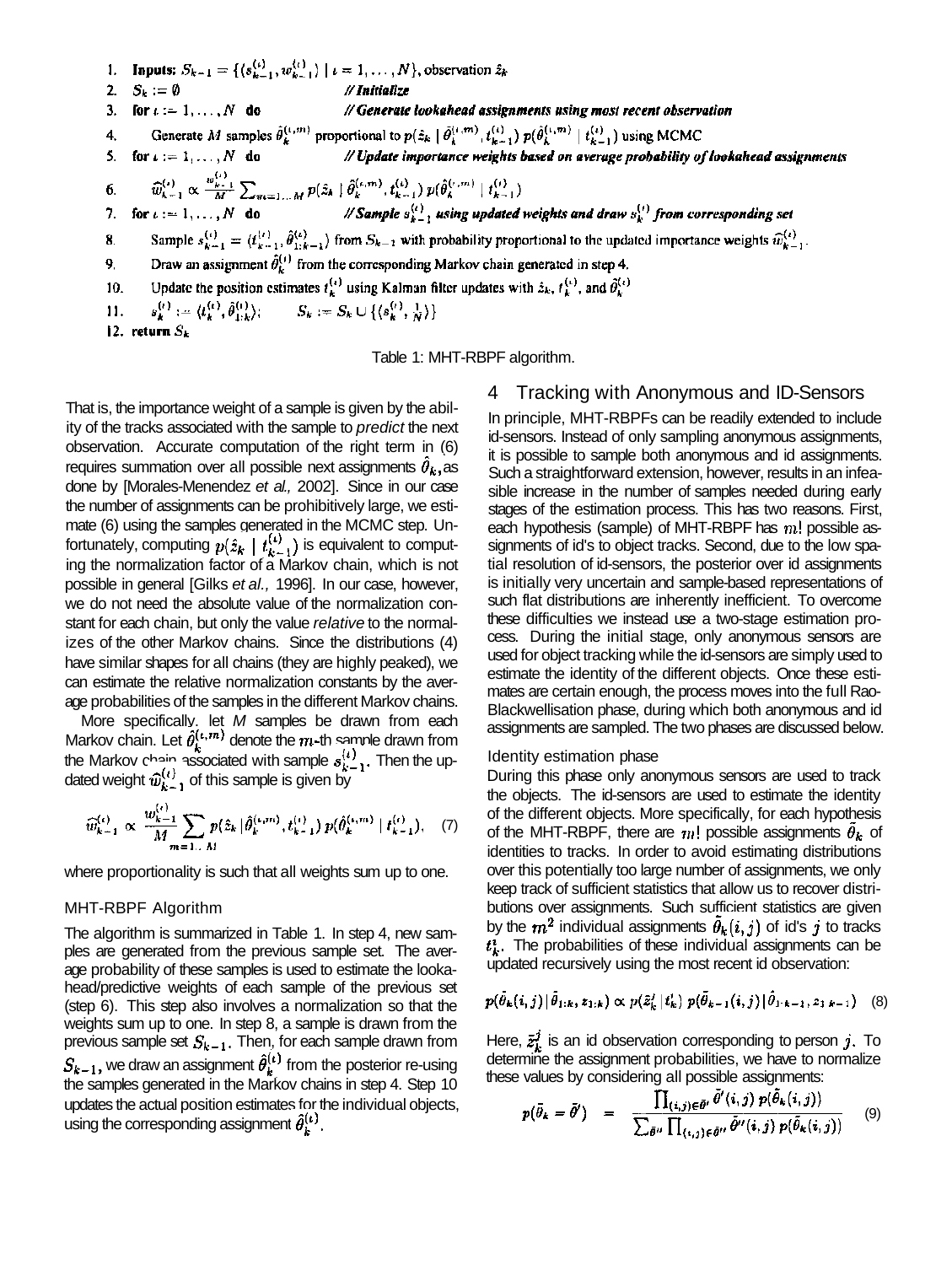1. **Inputs:** $S_{k-1} = \{\langle s_{k-1}^{(i)}, w_{k-1}^{(i)} \rangle \mid i = 1, \ldots, N\}$, observation $\hat{z}_k$
2. $S_k := \emptyset$ *// Initialize*
3. **for** $i := 1, \ldots, N$ **do** *// Generate lookahead assignments using most recent observation*
4. Generate $M$ samples $\hat{\theta}_k^{(i,m)}$ proportional to $p(\hat{z}_k \mid \hat{\theta}_k^{(i,m)}, t_{k-1}^{(i)})\, p(\hat{\theta}_k^{(i,m)} \mid t_{k-1}^{(i)})$ using MCMC
5. **for** $i := 1, \ldots, N$ **do** *// Update importance weights based on average probability of lookahead assignments*
6. $\widehat{w}_{k-1}^{(i)} \propto \frac{w_{k-1}^{(i)}}{M} \sum_{m=1 \ldots M} p(\hat{z}_k \mid \hat{\theta}_k^{(i,m)}, t_{k-1}^{(i)})\, p(\hat{\theta}_k^{(i,m)} \mid t_{k-1}^{(i)})$
7. **for** $i := 1, \ldots, N$ **do** *// Sample $s_{k-1}^{(i)}$ using updated weights and draw $s_k^{(i)}$ from corresponding set*
8. Sample $s_{k-1}^{(i)} = \langle t_{k-1}^{(i)}, \hat{\theta}_{1:k-1}^{(i)} \rangle$ from $S_{k-1}$ with probability proportional to the updated importance weights $\widehat{w}_{k-1}^{(i)}$.
9. Draw an assignment $\hat{\theta}_k^{(i)}$ from the corresponding Markov chain generated in step 4.
10. Update the position estimates $t_k^{(i)}$ using Kalman filter updates with $\hat{z}_k$, $t_k^{(i)}$, and $\hat{\theta}_k^{(i)}$
11. $s_k^{(i)} := \langle t_k^{(i)}, \hat{\theta}_{1:k}^{(i)} \rangle$; $\quad S_k := S_k \cup \{\langle s_k^{(i)}, \frac{1}{N} \rangle\}$
12. **return** $S_k$

Table 1: MHT-RBPF algorithm.

That is, the importance weight of a sample is given by the ability of the tracks associated with the sample to *predict* the next observation. Accurate computation of the right term in (6) requires summation over all possible next assignments $\hat{\theta}_k$, as done by [Morales-Menendez *et al.,* 2002]. Since in our case the number of assignments can be prohibitively large, we estimate (6) using the samples generated in the MCMC step. Unfortunately, computing $p(\hat{z}_k \mid t_{k-1}^{(i)})$ is equivalent to computing the normalization factor of a Markov chain, which is not possible in general [Gilks *et al.,* 1996]. In our case, however, we do not need the absolute value of the normalization constant for each chain, but only the value *relative* to the normalizes of the other Markov chains. Since the distributions (4) have similar shapes for all chains (they are highly peaked), we can estimate the relative normalization constants by the average probabilities of the samples in the different Markov chains.

More specifically, let *M* samples be drawn from each Markov chain. Let $\hat{\theta}_k^{(i,m)}$ denote the $m$-th sample drawn from the Markov chain associated with sample $s_{k-1}^{(i)}$. Then the updated weight $\widehat{w}_{k-1}^{(i)}$ of this sample is given by

$$\widehat{w}_{k-1}^{(i)} \propto \frac{w_{k-1}^{(i)}}{M} \sum_{m=1..M} p(\hat{z}_k \mid \hat{\theta}_k^{(i,m)}, t_{k-1}^{(i)})\, p(\hat{\theta}_k^{(i,m)} \mid t_{k-1}^{(i)}), \quad (7)$$

where proportionality is such that all weights sum up to one.

### MHT-RBPF Algorithm

The algorithm is summarized in Table 1. In step 4, new samples are generated from the previous sample set. The average probability of these samples is used to estimate the lookahead/predictive weights of each sample of the previous set (step 6). This step also involves a normalization so that the weights sum up to one. In step 8, a sample is drawn from the previous sample set $S_{k-1}$. Then, for each sample drawn from $S_{k-1}$, we draw an assignment $\hat{\theta}_k^{(i)}$ from the posterior re-using the samples generated in the Markov chains in step 4. Step 10 updates the actual position estimates for the individual objects, using the corresponding assignment $\hat{\theta}_k^{(i)}$.

## 4 Tracking with Anonymous and ID-Sensors

In principle, MHT-RBPFs can be readily extended to include id-sensors. Instead of only sampling anonymous assignments, it is possible to sample both anonymous and id assignments. Such a straightforward extension, however, results in an infeasible increase in the number of samples needed during early stages of the estimation process. This has two reasons. First, each hypothesis (sample) of MHT-RBPF has $m!$ possible assignments of id's to object tracks. Second, due to the low spatial resolution of id-sensors, the posterior over id assignments is initially very uncertain and sample-based representations of such flat distributions are inherently inefficient. To overcome these difficulties we instead use a two-stage estimation process. During the initial stage, only anonymous sensors are used for object tracking while the id-sensors are simply used to estimate the identity of the different objects. Once these estimates are certain enough, the process moves into the full Rao-Blackwellisation phase, during which both anonymous and id assignments are sampled. The two phases are discussed below.

### Identity estimation phase

During this phase only anonymous sensors are used to track the objects. The id-sensors are used to estimate the identity of the different objects. More specifically, for each hypothesis of the MHT-RBPF, there are $m!$ possible assignments $\tilde{\theta}_k$ of identities to tracks. In order to avoid estimating distributions over this potentially too large number of assignments, we only keep track of sufficient statistics that allow us to recover distributions over assignments. Such sufficient statistics are given by the $m^2$ individual assignments $\tilde{\theta}_k(i,j)$ of id's $j$ to tracks $t_k^i$. The probabilities of these individual assignments can be updated recursively using the most recent id observation:

$$p(\tilde{\theta}_k(i,j) \mid \hat{\theta}_{1:k}, z_{1:k}) \propto p(\tilde{z}_k^j \mid t_k^i)\, p(\tilde{\theta}_{k-1}(i,j) \mid \hat{\theta}_{1:k-1}, z_{1:k-1}) \quad (8)$$

Here, $\tilde{z}_k^j$ is an id observation corresponding to person $j$. To determine the assignment probabilities, we have to normalize these values by considering all possible assignments:

$$p(\tilde{\theta}_k = \tilde{\theta}') = \frac{\prod_{(i,j)\in\tilde{\theta}'} \tilde{\theta}'(i,j)\, p(\tilde{\theta}_k(i,j))}{\sum_{\tilde{\theta}''} \prod_{(i,j)\in\tilde{\theta}''} \tilde{\theta}''(i,j)\, p(\tilde{\theta}_k(i,j))} \quad (9)$$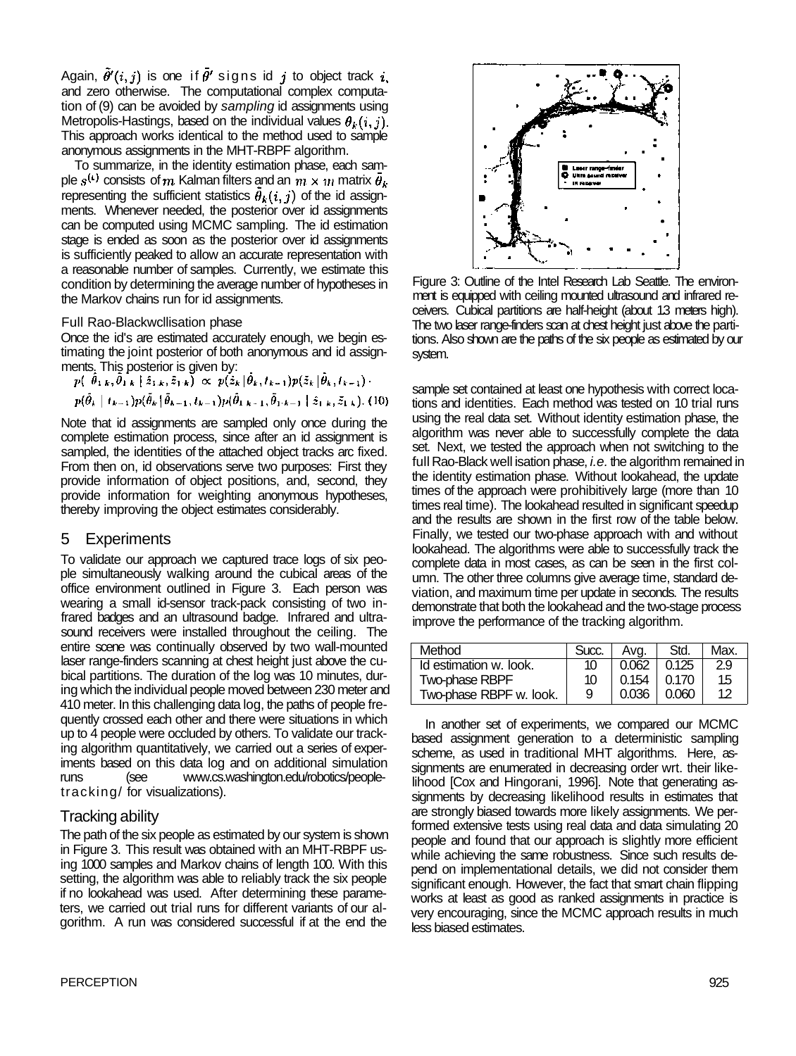Again, $\tilde{\theta}'(i,j)$ is one if $\bar{\theta}'$ signs id $j$ to object track $i$, and zero otherwise. The computational complex computation of (9) can be avoided by *sampling* id assignments using Metropolis-Hastings, based on the individual values $\theta_k(i,j)$. This approach works identical to the method used to sample anonymous assignments in the MHT-RBPF algorithm.

To summarize, in the identity estimation phase, each sample $s^{(i)}$ consists of $m$ Kalman filters and an $m \times m$ matrix $\tilde{\theta}_k$ representing the sufficient statistics $\tilde{\theta}_k(i,j)$ of the id assignments. Whenever needed, the posterior over id assignments can be computed using MCMC sampling. The id estimation stage is ended as soon as the posterior over id assignments is sufficiently peaked to allow an accurate representation with a reasonable number of samples. Currently, we estimate this condition by determining the average number of hypotheses in the Markov chains run for id assignments.

### Full Rao-Blackwellisation phase

Once the id's are estimated accurately enough, we begin estimating the joint posterior of both anonymous and id assignments. This posterior is given by:

$$p(\hat{\theta}_{1:k}, \tilde{\theta}_{1:k} \mid \hat{z}_{1:k}, \tilde{z}_{1:k}) \propto p(\hat{z}_k \mid \hat{\theta}_k, l_{k-1}) p(\tilde{z}_k \mid \tilde{\theta}_k, l_{k-1}) \cdot$$
$$p(\hat{\theta}_k \mid l_{k-1}) p(\tilde{\theta}_k \mid \tilde{\theta}_{k-1}, l_{k-1}) p(\hat{\theta}_{1:k-1}, \tilde{\theta}_{1:k-1} \mid \hat{z}_{1:k}, \tilde{z}_{1:k}). \quad (10)$$

Note that id assignments are sampled only once during the complete estimation process, since after an id assignment is sampled, the identities of the attached object tracks arc fixed. From then on, id observations serve two purposes: First they provide information of object positions, and, second, they provide information for weighting anonymous hypotheses, thereby improving the object estimates considerably.

## 5 Experiments

To validate our approach we captured trace logs of six people simultaneously walking around the cubical areas of the office environment outlined in Figure 3. Each person was wearing a small id-sensor track-pack consisting of two infrared badges and an ultrasound badge. Infrared and ultrasound receivers were installed throughout the ceiling. The entire scene was continually observed by two wall-mounted laser range-finders scanning at chest height just above the cubical partitions. The duration of the log was 10 minutes, during which the individual people moved between 230 meter and 410 meter. In this challenging data log, the paths of people frequently crossed each other and there were situations in which up to 4 people were occluded by others. To validate our tracking algorithm quantitatively, we carried out a series of experiments based on this data log and on additional simulation runs (see www.cs.washington.edu/robotics/people-tracking/ for visualizations).

### Tracking ability

The path of the six people as estimated by our system is shown in Figure 3. This result was obtained with an MHT-RBPF using 1000 samples and Markov chains of length 100. With this setting, the algorithm was able to reliably track the six people if no lookahead was used. After determining these parameters, we carried out trial runs for different variants of our algorithm. A run was considered successful if at the end the sample set contained at least one hypothesis with correct locations and identities. Each method was tested on 10 trial runs using the real data set. Without identity estimation phase, the algorithm was never able to successfully complete the data set. Next, we tested the approach when not switching to the full Rao-Blackwellisation phase, *i.e.* the algorithm remained in the identity estimation phase. Without lookahead, the update times of the approach were prohibitively large (more than 10 times real time). The lookahead resulted in significant speedup and the results are shown in the first row of the table below. Finally, we tested our two-phase approach with and without lookahead. The algorithms were able to successfully track the complete data in most cases, as can be seen in the first column. The other three columns give average time, standard deviation, and maximum time per update in seconds. The results demonstrate that both the lookahead and the two-stage process improve the performance of the tracking algorithm.

| Method | Succ. | Avg. | Std. | Max. |
|---|---|---|---|---|
| Id estimation w. look. | 10 | 0.062 | 0.125 | 2.9 |
| Two-phase RBPF | 10 | 0.154 | 0.170 | 1.5 |
| Two-phase RBPF w. look. | 9 | 0.036 | 0.060 | 1.2 |

Figure 3: Outline of the Intel Research Lab Seattle. The environment is equipped with ceiling mounted ultrasound and infrared receivers. Cubical partitions are half-height (about 1.3 meters high). The two laser range-finders scan at chest height just above the partitions. Also shown are the paths of the six people as estimated by our system.

In another set of experiments, we compared our MCMC based assignment generation to a deterministic sampling scheme, as used in traditional MHT algorithms. Here, assignments are enumerated in decreasing order wrt. their likelihood [Cox and Hingorani, 1996]. Note that generating assignments by decreasing likelihood results in estimates that are strongly biased towards more likely assignments. We performed extensive tests using real data and data simulating 20 people and found that our approach is slightly more efficient while achieving the same robustness. Since such results depend on implementational details, we did not consider them significant enough. However, the fact that smart chain flipping works at least as good as ranked assignments in practice is very encouraging, since the MCMC approach results in much less biased estimates.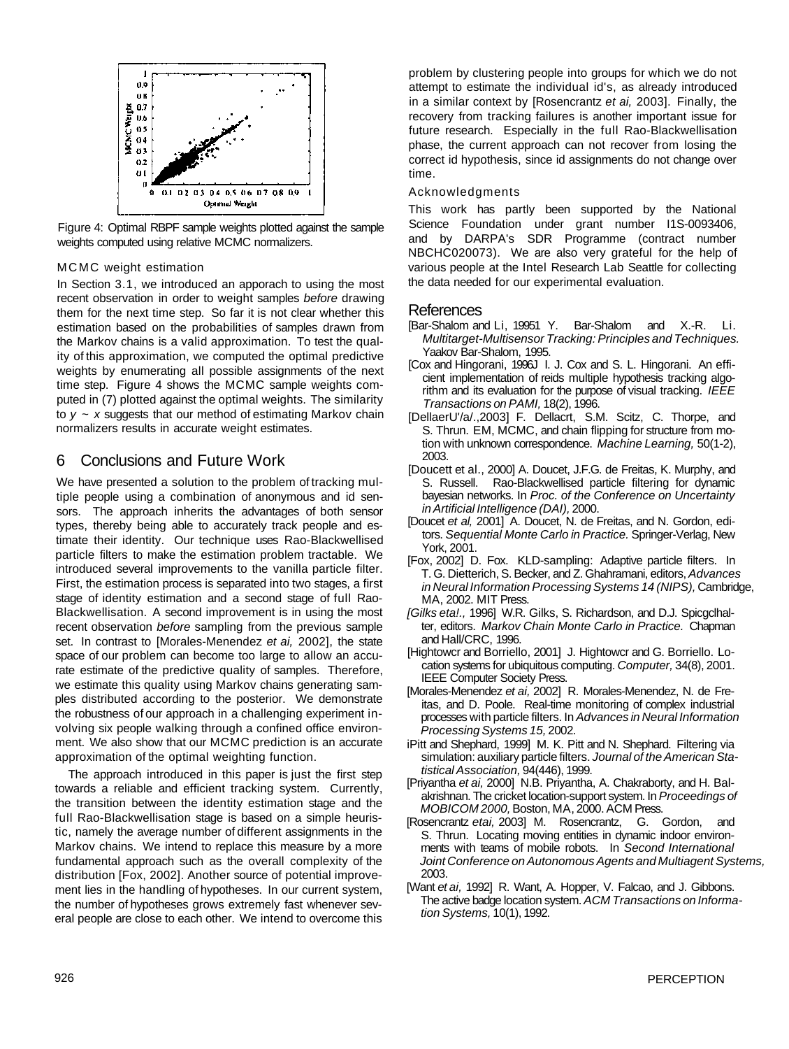MCMC Weight

1

0.9

0.8

0.7

0.6

0.5

0.4

0.3

0.2

0.1

0

0 0.1 0.2 0.3 0.4 0.5 0.6 0.7 0.8 0.9 1

Optimal Weight

Figure 4: Optimal RBPF sample weights plotted against the sample weights computed using relative MCMC normalizers.

### MCMC weight estimation

In Section 3.1, we introduced an apporach to using the most recent observation in order to weight samples *before* drawing them for the next time step. So far it is not clear whether this estimation based on the probabilities of samples drawn from the Markov chains is a valid approximation. To test the quality of this approximation, we computed the optimal predictive weights by enumerating all possible assignments of the next time step. Figure 4 shows the MCMC sample weights computed in (7) plotted against the optimal weights. The similarity to $y \sim x$ suggests that our method of estimating Markov chain normalizers results in accurate weight estimates.

## 6 Conclusions and Future Work

We have presented a solution to the problem of tracking multiple people using a combination of anonymous and id sensors. The approach inherits the advantages of both sensor types, thereby being able to accurately track people and estimate their identity. Our technique uses Rao-Blackwellised particle filters to make the estimation problem tractable. We introduced several improvements to the vanilla particle filter. First, the estimation process is separated into two stages, a first stage of identity estimation and a second stage of full Rao-Blackwellisation. A second improvement is in using the most recent observation *before* sampling from the previous sample set. In contrast to [Morales-Menendez *et ai,* 2002], the state space of our problem can become too large to allow an accurate estimate of the predictive quality of samples. Therefore, we estimate this quality using Markov chains generating samples distributed according to the posterior. We demonstrate the robustness of our approach in a challenging experiment involving six people walking through a confined office environment. We also show that our MCMC prediction is an accurate approximation of the optimal weighting function.

The approach introduced in this paper is just the first step towards a reliable and efficient tracking system. Currently, the transition between the identity estimation stage and the full Rao-Blackwellisation stage is based on a simple heuristic, namely the average number of different assignments in the Markov chains. We intend to replace this measure by a more fundamental approach such as the overall complexity of the distribution [Fox, 2002]. Another source of potential improvement lies in the handling of hypotheses. In our current system, the number of hypotheses grows extremely fast whenever several people are close to each other. We intend to overcome this problem by clustering people into groups for which we do not attempt to estimate the individual id's, as already introduced in a similar context by [Rosencrantz *et ai,* 2003]. Finally, the recovery from tracking failures is another important issue for future research. Especially in the full Rao-Blackwellisation phase, the current approach can not recover from losing the correct id hypothesis, since id assignments do not change over time.

### Acknowledgments

This work has partly been supported by the National Science Foundation under grant number I1S-0093406, and by DARPA's SDR Programme (contract number NBCHC020073). We are also very grateful for the help of various people at the Intel Research Lab Seattle for collecting the data needed for our experimental evaluation.

## References

[Bar-Shalom and Li, 19951 Y. Bar-Shalom and X.-R. Li. *Multitarget-Multisensor Tracking: Principles and Techniques.* Yaakov Bar-Shalom, 1995.

[Cox and Hingorani, 1996J I. J. Cox and S. L. Hingorani. An efficient implementation of reids multiple hypothesis tracking algorithm and its evaluation for the purpose of visual tracking. *IEEE Transactions on PAMI,* 18(2), 1996.

[DellaerU'/a/.,2003] F. Dellacrt, S.M. Scitz, C. Thorpe, and S. Thrun. EM, MCMC, and chain flipping for structure from motion with unknown correspondence. *Machine Learning,* 50(1-2), 2003.

[Doucett et al., 2000] A. Doucet, J.F.G. de Freitas, K. Murphy, and S. Russell. Rao-Blackwellised particle filtering for dynamic bayesian networks. In *Proc. of the Conference on Uncertainty in Artificial Intelligence (DAI),* 2000.

[Doucet *et al,* 2001] A. Doucet, N. de Freitas, and N. Gordon, editors. *Sequential Monte Carlo in Practice.* Springer-Verlag, New York, 2001.

[Fox, 2002] D. Fox. KLD-sampling: Adaptive particle filters. In T. G. Dietterich, S. Becker, and Z. Ghahramani, editors, *Advances in Neural Information Processing Systems 14 (NIPS),* Cambridge, MA, 2002. MIT Press.

*[Gilks eta!.,* 1996] W.R. Gilks, S. Richardson, and D.J. Spicgclhalter, editors. *Markov Chain Monte Carlo in Practice.* Chapman and Hall/CRC, 1996.

[Hightowcr and Borriello, 2001] J. Hightowcr and G. Borriello. Location systems for ubiquitous computing. *Computer,* 34(8), 2001. IEEE Computer Society Press.

[Morales-Menendez *et ai,* 2002] R. Morales-Menendez, N. de Freitas, and D. Poole. Real-time monitoring of complex industrial processes with particle filters. In *Advances in Neural Information Processing Systems 15,* 2002.

iPitt and Shephard, 1999] M. K. Pitt and N. Shephard. Filtering via simulation: auxiliary particle filters. *Journal of the American Statistical Association,* 94(446), 1999.

[Priyantha *et ai,* 2000] N.B. Priyantha, A. Chakraborty, and H. Balakrishnan. The cricket location-support system. In *Proceedings of MOBICOM 2000,* Boston, MA, 2000. ACM Press.

[Rosencrantz *etai,* 2003] M. Rosencrantz, G. Gordon, and S. Thrun. Locating moving entities in dynamic indoor environments with teams of mobile robots. In *Second International Joint Conference on Autonomous Agents and Multiagent Systems,* 2003.

[Want *et ai,* 1992] R. Want, A. Hopper, V. Falcao, and J. Gibbons. The active badge location system. *ACM Transactions on Information Systems,* 10(1), 1992.